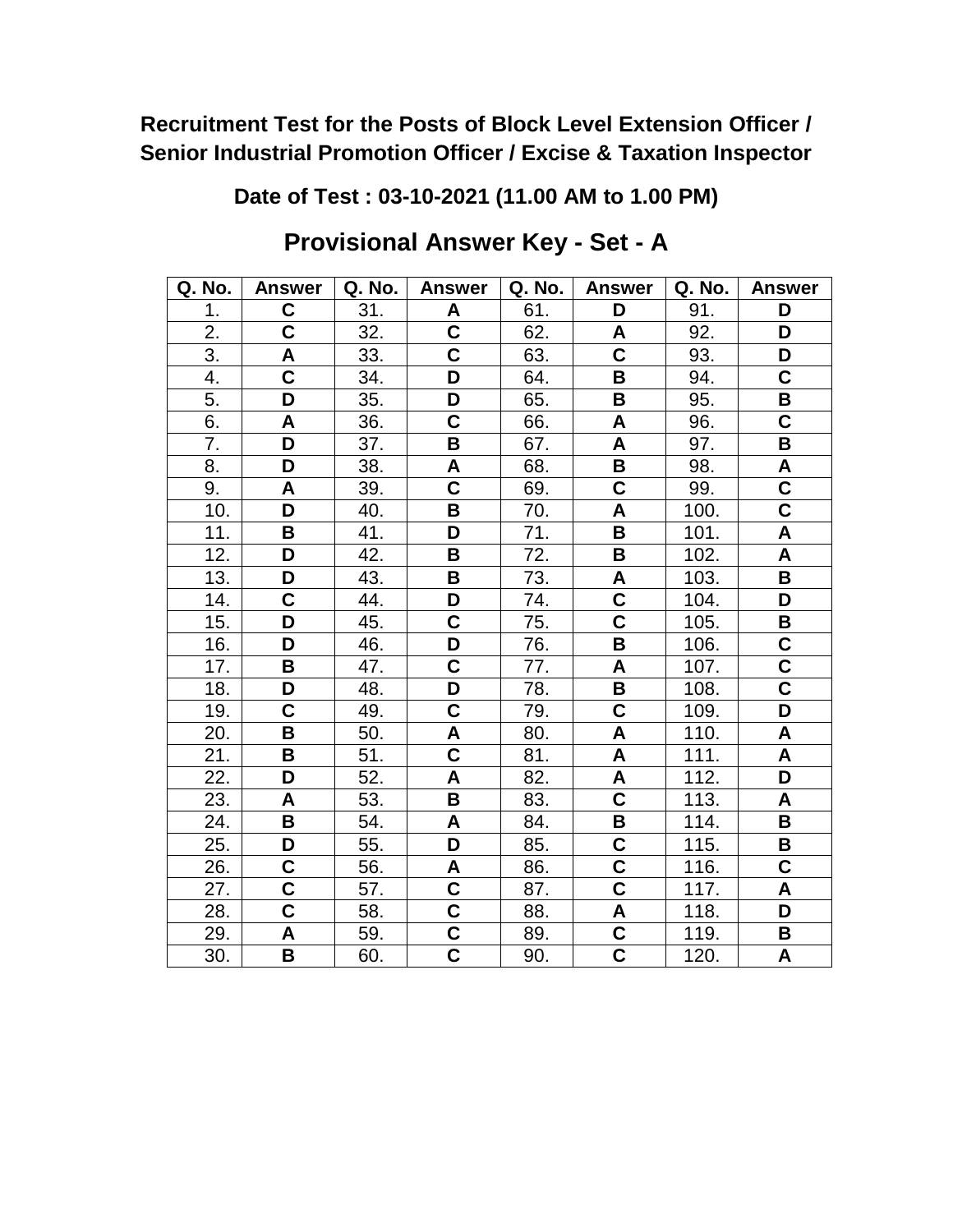**Recruitment Test for the Posts of Block Level Extension Officer / Senior Industrial Promotion Officer / Excise & Taxation Inspector**

**Date of Test : 03-10-2021 (11.00 AM to 1.00 PM)**

## Provisional Answer Key - Set - A

| Q. No. | Answer | Q. No. | Answer | Q. No. | Answer | Q. No. | Answer |
|---|---|---|---|---|---|---|---|
| 1. | **C** | 31. | **A** | 61. | **D** | 91. | **D** |
| 2. | **C** | 32. | **C** | 62. | **A** | 92. | **D** |
| 3. | **A** | 33. | **C** | 63. | **C** | 93. | **D** |
| 4. | **C** | 34. | **D** | 64. | **B** | 94. | **C** |
| 5. | **D** | 35. | **D** | 65. | **B** | 95. | **B** |
| 6. | **A** | 36. | **C** | 66. | **A** | 96. | **C** |
| 7. | **D** | 37. | **B** | 67. | **A** | 97. | **B** |
| 8. | **D** | 38. | **A** | 68. | **B** | 98. | **A** |
| 9. | **A** | 39. | **C** | 69. | **C** | 99. | **C** |
| 10. | **D** | 40. | **B** | 70. | **A** | 100. | **C** |
| 11. | **B** | 41. | **D** | 71. | **B** | 101. | **A** |
| 12. | **D** | 42. | **B** | 72. | **B** | 102. | **A** |
| 13. | **D** | 43. | **B** | 73. | **A** | 103. | **B** |
| 14. | **C** | 44. | **D** | 74. | **C** | 104. | **D** |
| 15. | **D** | 45. | **C** | 75. | **C** | 105. | **B** |
| 16. | **D** | 46. | **D** | 76. | **B** | 106. | **C** |
| 17. | **B** | 47. | **C** | 77. | **A** | 107. | **C** |
| 18. | **D** | 48. | **D** | 78. | **B** | 108. | **C** |
| 19. | **C** | 49. | **C** | 79. | **C** | 109. | **D** |
| 20. | **B** | 50. | **A** | 80. | **A** | 110. | **A** |
| 21. | **B** | 51. | **C** | 81. | **A** | 111. | **A** |
| 22. | **D** | 52. | **A** | 82. | **A** | 112. | **D** |
| 23. | **A** | 53. | **B** | 83. | **C** | 113. | **A** |
| 24. | **B** | 54. | **A** | 84. | **B** | 114. | **B** |
| 25. | **D** | 55. | **D** | 85. | **C** | 115. | **B** |
| 26. | **C** | 56. | **A** | 86. | **C** | 116. | **C** |
| 27. | **C** | 57. | **C** | 87. | **C** | 117. | **A** |
| 28. | **C** | 58. | **C** | 88. | **A** | 118. | **D** |
| 29. | **A** | 59. | **C** | 89. | **C** | 119. | **B** |
| 30. | **B** | 60. | **C** | 90. | **C** | 120. | **A** |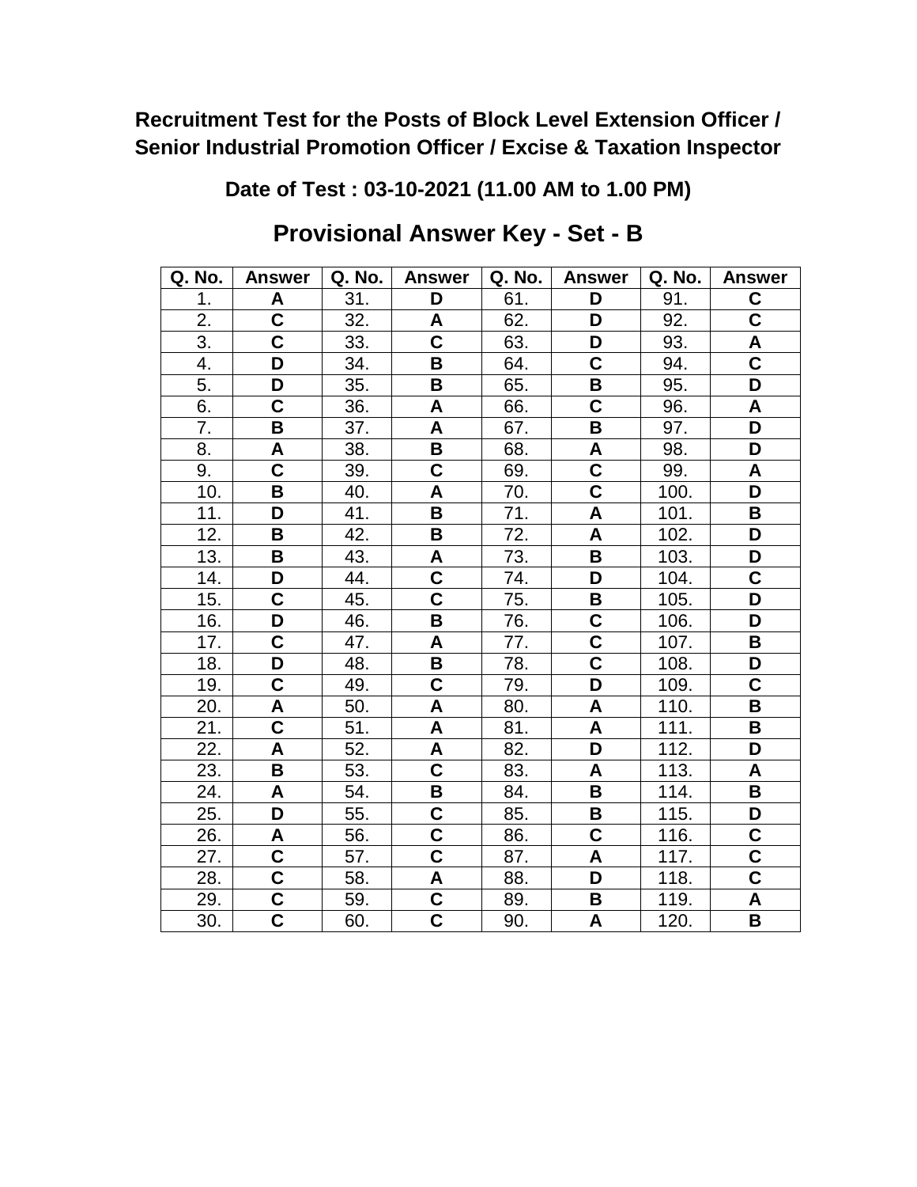**Recruitment Test for the Posts of Block Level Extension Officer / Senior Industrial Promotion Officer / Excise & Taxation Inspector**

**Date of Test : 03-10-2021 (11.00 AM to 1.00 PM)**

## Provisional Answer Key - Set - B

| Q. No. | Answer | Q. No. | Answer | Q. No. | Answer | Q. No. | Answer |
|---|---|---|---|---|---|---|---|
| 1. | **A** | 31. | **D** | 61. | **D** | 91. | **C** |
| 2. | **C** | 32. | **A** | 62. | **D** | 92. | **C** |
| 3. | **C** | 33. | **C** | 63. | **D** | 93. | **A** |
| 4. | **D** | 34. | **B** | 64. | **C** | 94. | **C** |
| 5. | **D** | 35. | **B** | 65. | **B** | 95. | **D** |
| 6. | **C** | 36. | **A** | 66. | **C** | 96. | **A** |
| 7. | **B** | 37. | **A** | 67. | **B** | 97. | **D** |
| 8. | **A** | 38. | **B** | 68. | **A** | 98. | **D** |
| 9. | **C** | 39. | **C** | 69. | **C** | 99. | **A** |
| 10. | **B** | 40. | **A** | 70. | **C** | 100. | **D** |
| 11. | **D** | 41. | **B** | 71. | **A** | 101. | **B** |
| 12. | **B** | 42. | **B** | 72. | **A** | 102. | **D** |
| 13. | **B** | 43. | **A** | 73. | **B** | 103. | **D** |
| 14. | **D** | 44. | **C** | 74. | **D** | 104. | **C** |
| 15. | **C** | 45. | **C** | 75. | **B** | 105. | **D** |
| 16. | **D** | 46. | **B** | 76. | **C** | 106. | **D** |
| 17. | **C** | 47. | **A** | 77. | **C** | 107. | **B** |
| 18. | **D** | 48. | **B** | 78. | **C** | 108. | **D** |
| 19. | **C** | 49. | **C** | 79. | **D** | 109. | **C** |
| 20. | **A** | 50. | **A** | 80. | **A** | 110. | **B** |
| 21. | **C** | 51. | **A** | 81. | **A** | 111. | **B** |
| 22. | **A** | 52. | **A** | 82. | **D** | 112. | **D** |
| 23. | **B** | 53. | **C** | 83. | **A** | 113. | **A** |
| 24. | **A** | 54. | **B** | 84. | **B** | 114. | **B** |
| 25. | **D** | 55. | **C** | 85. | **B** | 115. | **D** |
| 26. | **A** | 56. | **C** | 86. | **C** | 116. | **C** |
| 27. | **C** | 57. | **C** | 87. | **A** | 117. | **C** |
| 28. | **C** | 58. | **A** | 88. | **D** | 118. | **C** |
| 29. | **C** | 59. | **C** | 89. | **B** | 119. | **A** |
| 30. | **C** | 60. | **C** | 90. | **A** | 120. | **B** |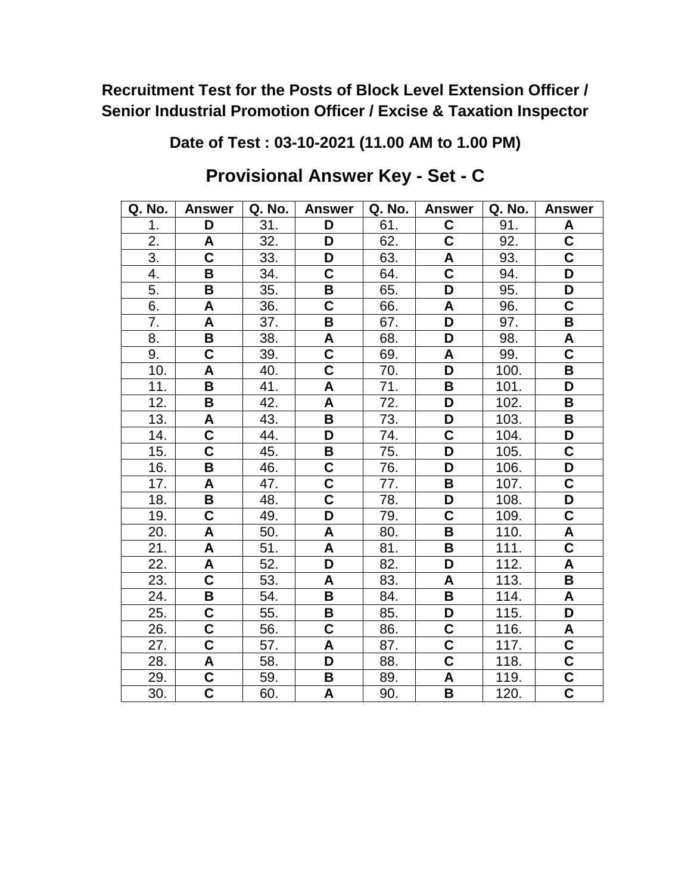**Recruitment Test for the Posts of Block Level Extension Officer / Senior Industrial Promotion Officer / Excise & Taxation Inspector**

**Date of Test : 03-10-2021 (11.00 AM to 1.00 PM)**

## Provisional Answer Key - Set - C

| Q. No. | Answer | Q. No. | Answer | Q. No. | Answer | Q. No. | Answer |
|---|---|---|---|---|---|---|---|
| 1. | D | 31. | D | 61. | C | 91. | A |
| 2. | A | 32. | D | 62. | C | 92. | C |
| 3. | C | 33. | D | 63. | A | 93. | C |
| 4. | B | 34. | C | 64. | C | 94. | D |
| 5. | B | 35. | B | 65. | D | 95. | D |
| 6. | A | 36. | C | 66. | A | 96. | C |
| 7. | A | 37. | B | 67. | D | 97. | B |
| 8. | B | 38. | A | 68. | D | 98. | A |
| 9. | C | 39. | C | 69. | A | 99. | C |
| 10. | A | 40. | C | 70. | D | 100. | B |
| 11. | B | 41. | A | 71. | B | 101. | D |
| 12. | B | 42. | A | 72. | D | 102. | B |
| 13. | A | 43. | B | 73. | D | 103. | B |
| 14. | C | 44. | D | 74. | C | 104. | D |
| 15. | C | 45. | B | 75. | D | 105. | C |
| 16. | B | 46. | C | 76. | D | 106. | D |
| 17. | A | 47. | C | 77. | B | 107. | C |
| 18. | B | 48. | C | 78. | D | 108. | D |
| 19. | C | 49. | D | 79. | C | 109. | C |
| 20. | A | 50. | A | 80. | B | 110. | A |
| 21. | A | 51. | A | 81. | B | 111. | C |
| 22. | A | 52. | D | 82. | D | 112. | A |
| 23. | C | 53. | A | 83. | A | 113. | B |
| 24. | B | 54. | B | 84. | B | 114. | A |
| 25. | C | 55. | B | 85. | D | 115. | D |
| 26. | C | 56. | C | 86. | C | 116. | A |
| 27. | C | 57. | A | 87. | C | 117. | C |
| 28. | A | 58. | D | 88. | C | 118. | C |
| 29. | C | 59. | B | 89. | A | 119. | C |
| 30. | C | 60. | A | 90. | B | 120. | C |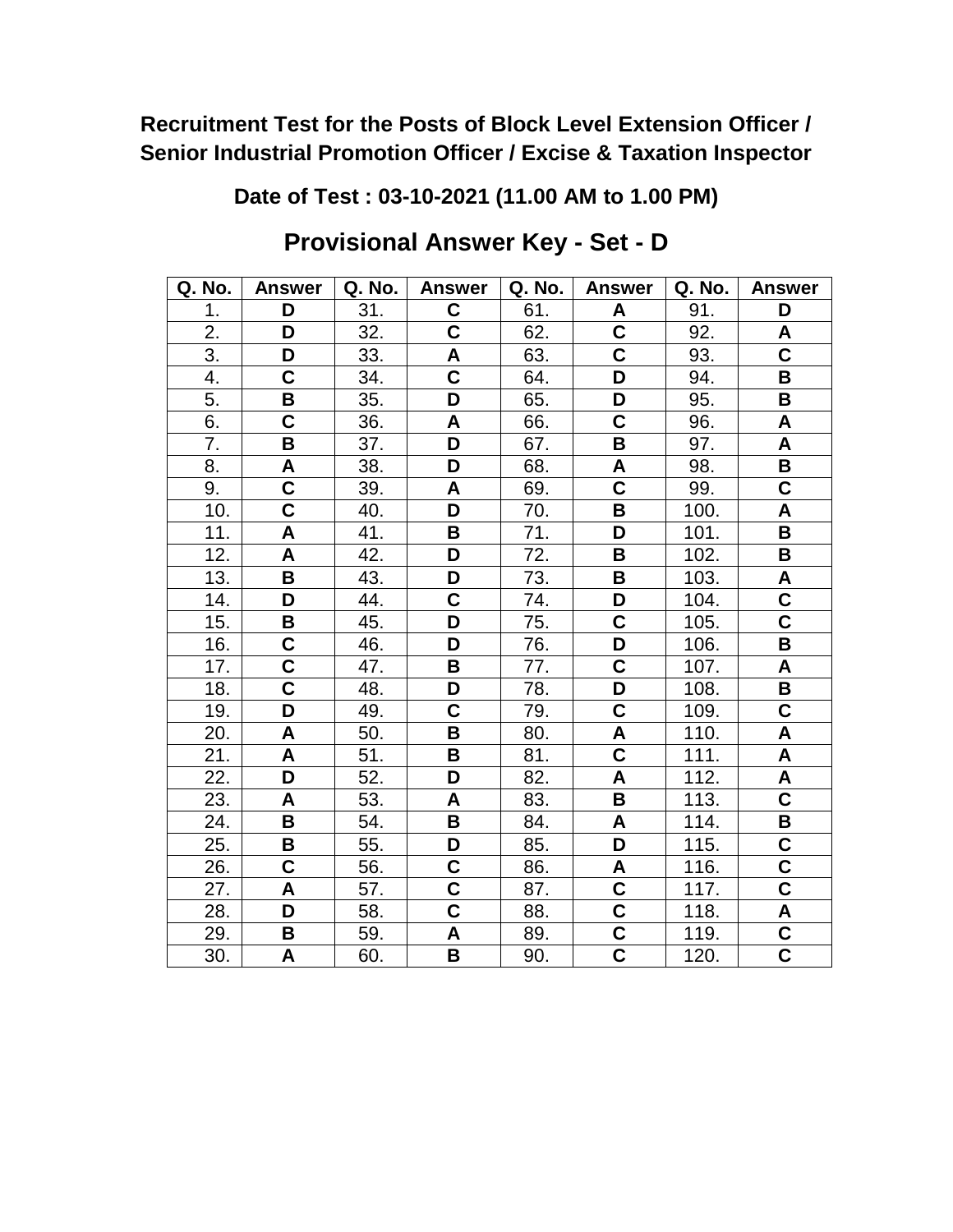**Recruitment Test for the Posts of Block Level Extension Officer / Senior Industrial Promotion Officer / Excise & Taxation Inspector**

**Date of Test : 03-10-2021 (11.00 AM to 1.00 PM)**

## Provisional Answer Key - Set - D

| Q. No. | Answer | Q. No. | Answer | Q. No. | Answer | Q. No. | Answer |
|---|---|---|---|---|---|---|---|
| 1. | **D** | 31. | **C** | 61. | **A** | 91. | **D** |
| 2. | **D** | 32. | **C** | 62. | **C** | 92. | **A** |
| 3. | **D** | 33. | **A** | 63. | **C** | 93. | **C** |
| 4. | **C** | 34. | **C** | 64. | **D** | 94. | **B** |
| 5. | **B** | 35. | **D** | 65. | **D** | 95. | **B** |
| 6. | **C** | 36. | **A** | 66. | **C** | 96. | **A** |
| 7. | **B** | 37. | **D** | 67. | **B** | 97. | **A** |
| 8. | **A** | 38. | **D** | 68. | **A** | 98. | **B** |
| 9. | **C** | 39. | **A** | 69. | **C** | 99. | **C** |
| 10. | **C** | 40. | **D** | 70. | **B** | 100. | **A** |
| 11. | **A** | 41. | **B** | 71. | **D** | 101. | **B** |
| 12. | **A** | 42. | **D** | 72. | **B** | 102. | **B** |
| 13. | **B** | 43. | **D** | 73. | **B** | 103. | **A** |
| 14. | **D** | 44. | **C** | 74. | **D** | 104. | **C** |
| 15. | **B** | 45. | **D** | 75. | **C** | 105. | **C** |
| 16. | **C** | 46. | **D** | 76. | **D** | 106. | **B** |
| 17. | **C** | 47. | **B** | 77. | **C** | 107. | **A** |
| 18. | **C** | 48. | **D** | 78. | **D** | 108. | **B** |
| 19. | **D** | 49. | **C** | 79. | **C** | 109. | **C** |
| 20. | **A** | 50. | **B** | 80. | **A** | 110. | **A** |
| 21. | **A** | 51. | **B** | 81. | **C** | 111. | **A** |
| 22. | **D** | 52. | **D** | 82. | **A** | 112. | **A** |
| 23. | **A** | 53. | **A** | 83. | **B** | 113. | **C** |
| 24. | **B** | 54. | **B** | 84. | **A** | 114. | **B** |
| 25. | **B** | 55. | **D** | 85. | **D** | 115. | **C** |
| 26. | **C** | 56. | **C** | 86. | **A** | 116. | **C** |
| 27. | **A** | 57. | **C** | 87. | **C** | 117. | **C** |
| 28. | **D** | 58. | **C** | 88. | **C** | 118. | **A** |
| 29. | **B** | 59. | **A** | 89. | **C** | 119. | **C** |
| 30. | **A** | 60. | **B** | 90. | **C** | 120. | **C** |